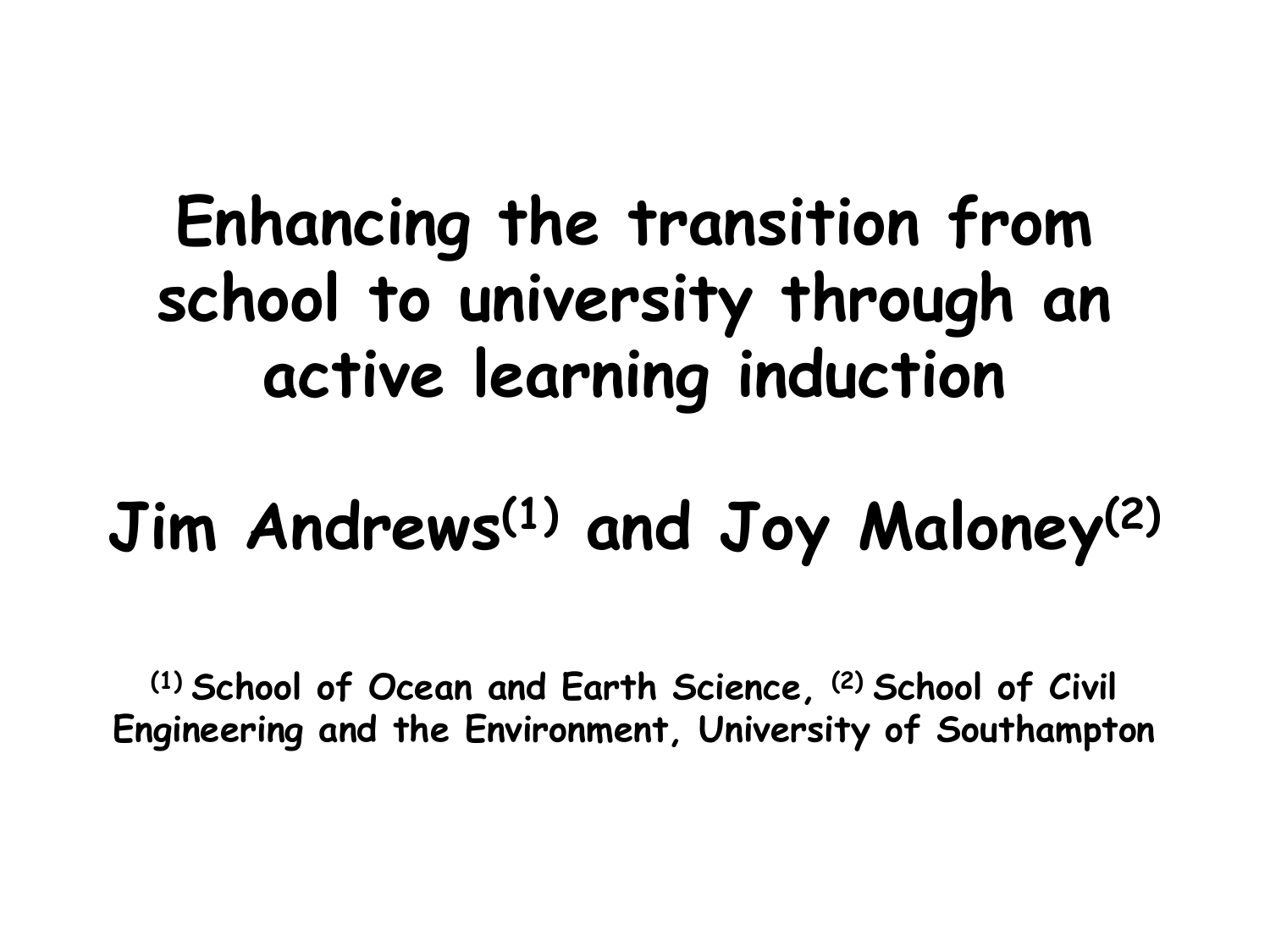# Enhancing the transition from school to university through an active learning induction

**Jim Andrews[(1)] and Joy Maloney[(2)]**

**[(1)] School of Ocean and Earth Science, [(2)] School of Civil Engineering and the Environment, University of Southampton**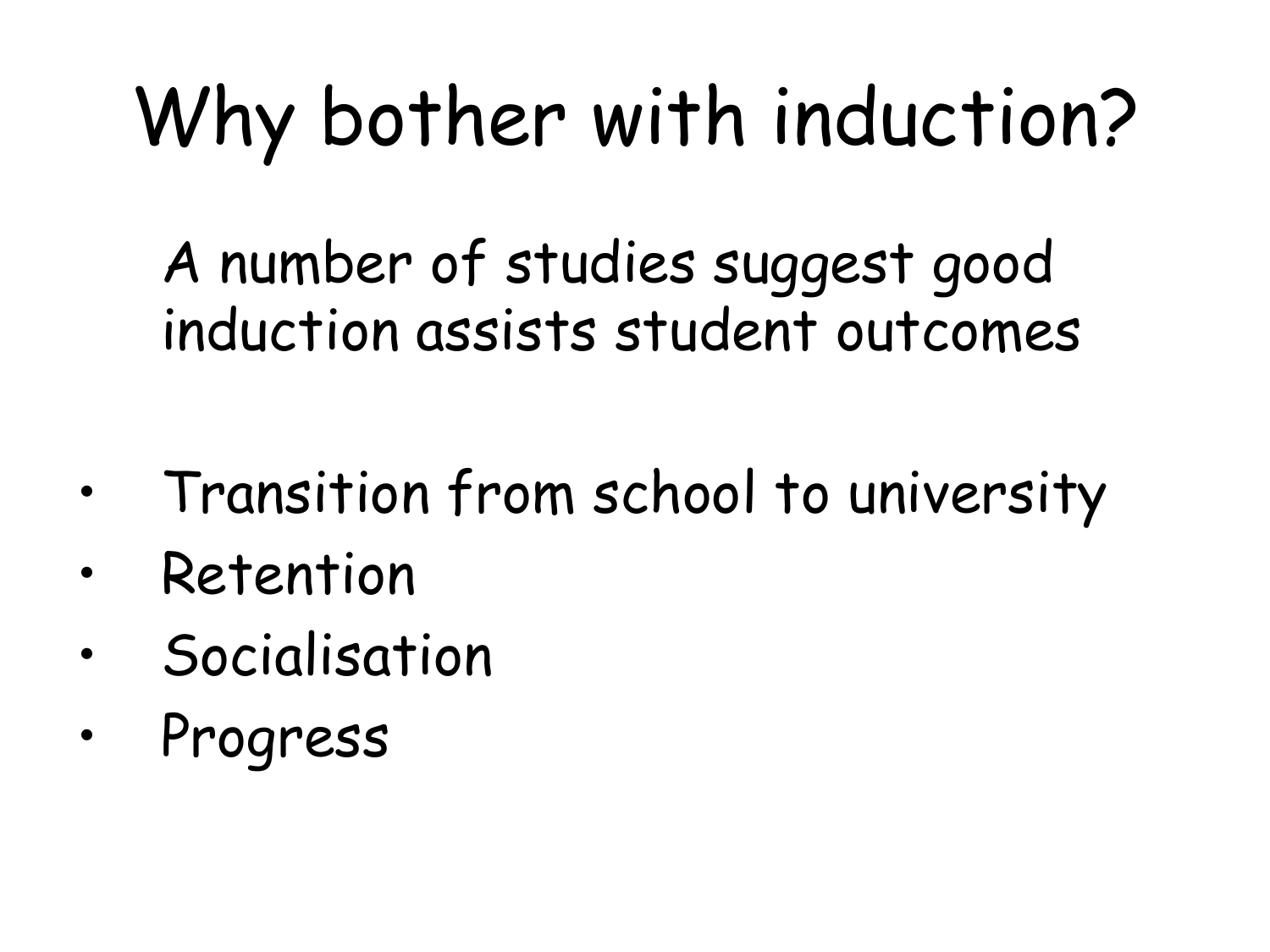# Why bother with induction?

A number of studies suggest good induction assists student outcomes

- Transition from school to university
- Retention
- Socialisation
- Progress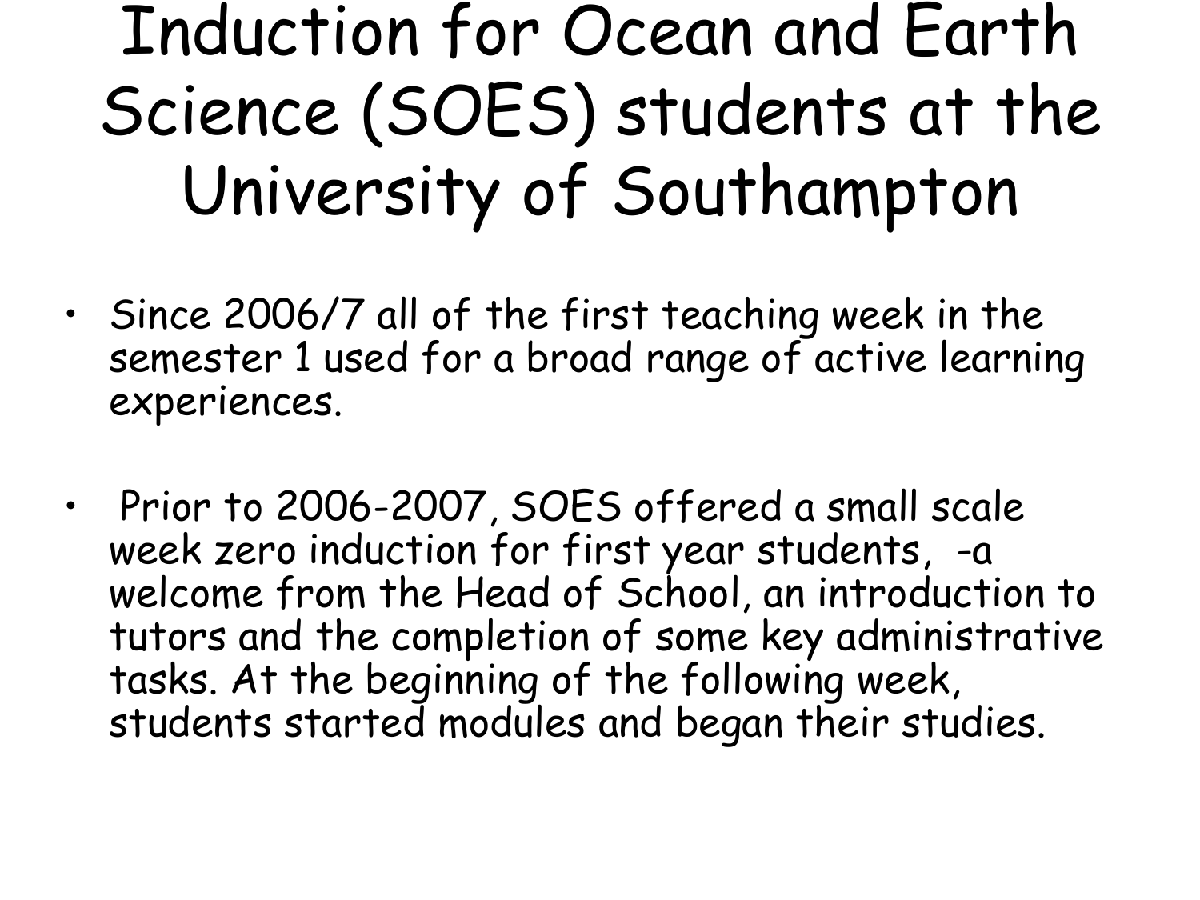# Induction for Ocean and Earth Science (SOES) students at the University of Southampton

- Since 2006/7 all of the first teaching week in the semester 1 used for a broad range of active learning experiences.
- Prior to 2006-2007, SOES offered a small scale week zero induction for first year students, -a welcome from the Head of School, an introduction to tutors and the completion of some key administrative tasks. At the beginning of the following week, students started modules and began their studies.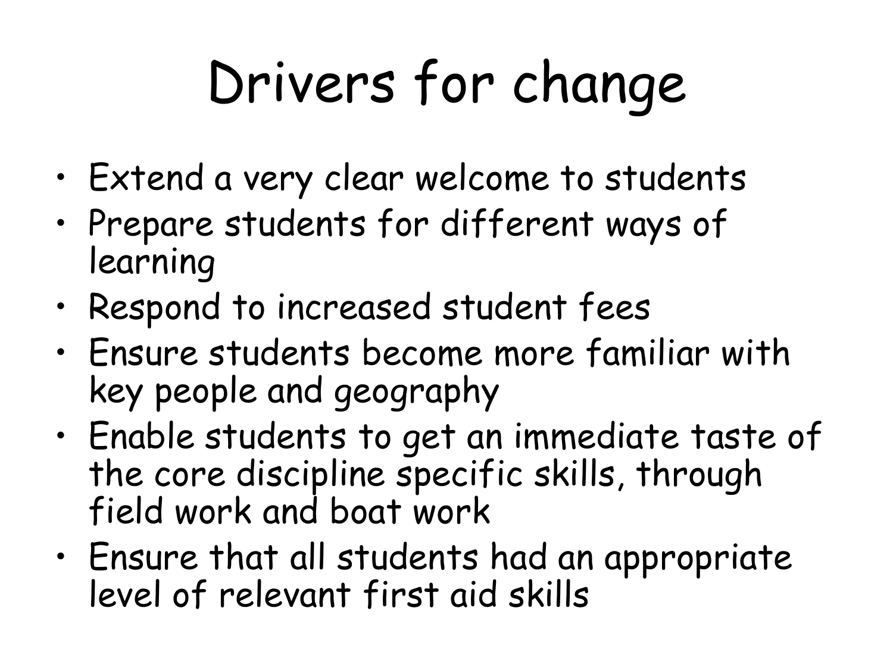# Drivers for change

- Extend a very clear welcome to students
- Prepare students for different ways of learning
- Respond to increased student fees
- Ensure students become more familiar with key people and geography
- Enable students to get an immediate taste of the core discipline specific skills, through field work and boat work
- Ensure that all students had an appropriate level of relevant first aid skills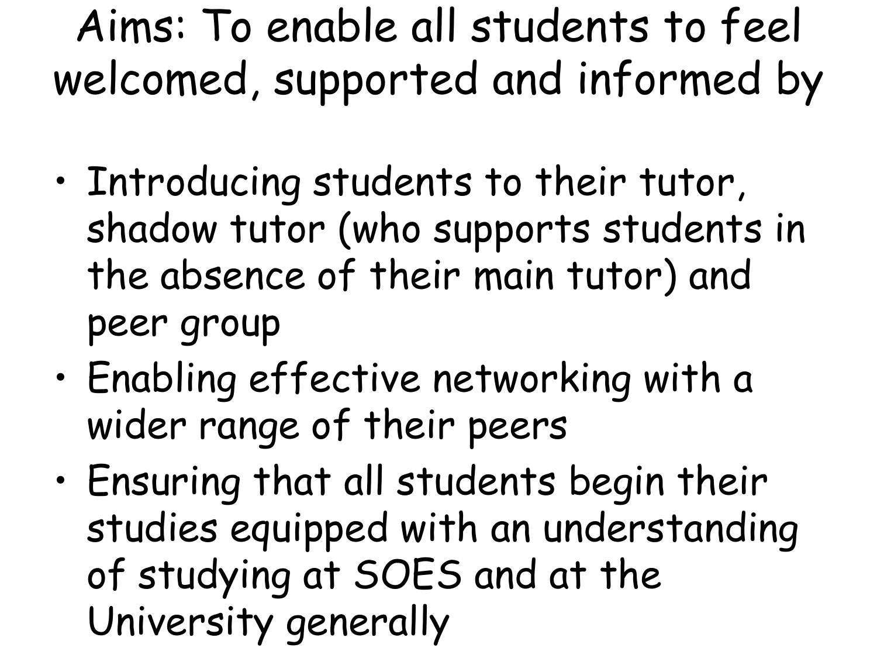# Aims: To enable all students to feel welcomed, supported and informed by

- Introducing students to their tutor, shadow tutor (who supports students in the absence of their main tutor) and peer group
- Enabling effective networking with a wider range of their peers
- Ensuring that all students begin their studies equipped with an understanding of studying at SOES and at the University generally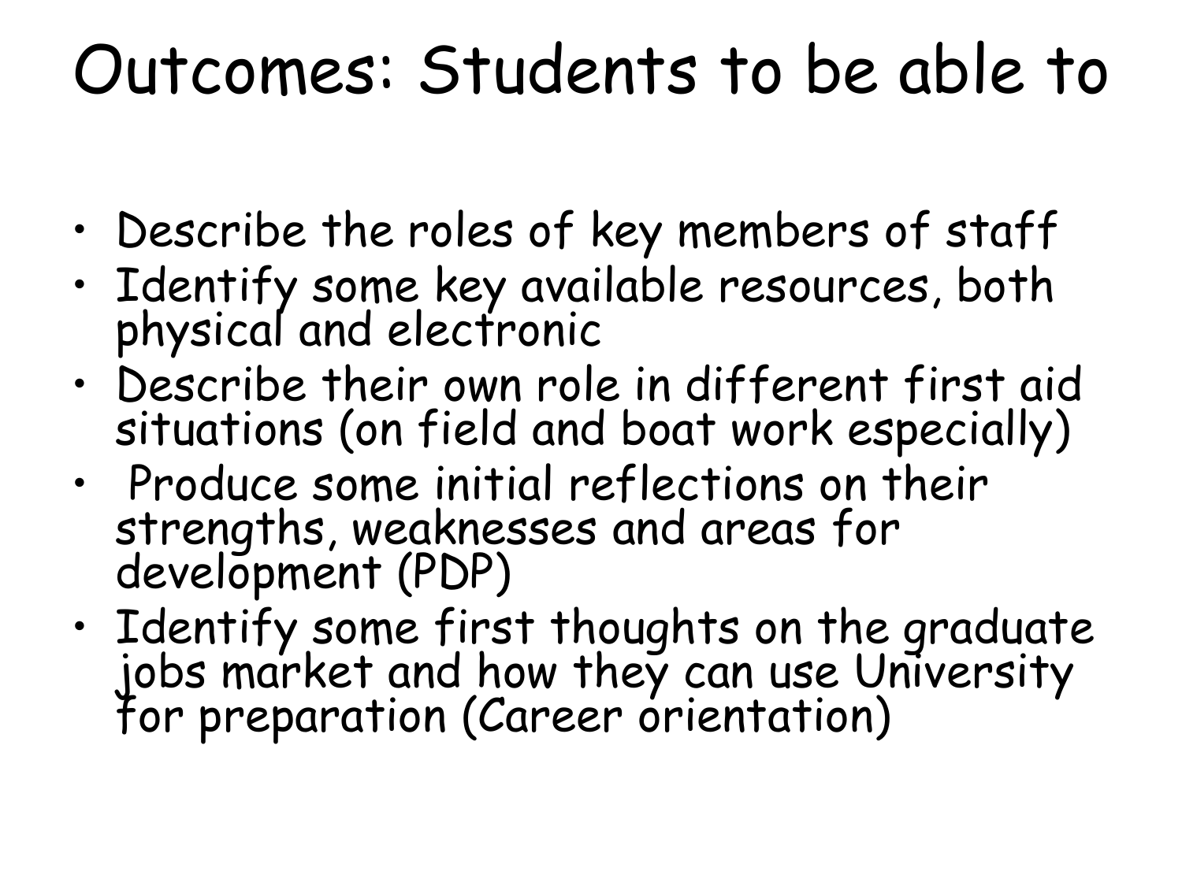# Outcomes: Students to be able to

- Describe the roles of key members of staff
- Identify some key available resources, both physical and electronic
- Describe their own role in different first aid situations (on field and boat work especially)
- Produce some initial reflections on their strengths, weaknesses and areas for development (PDP)
- Identify some first thoughts on the graduate jobs market and how they can use University for preparation (Career orientation)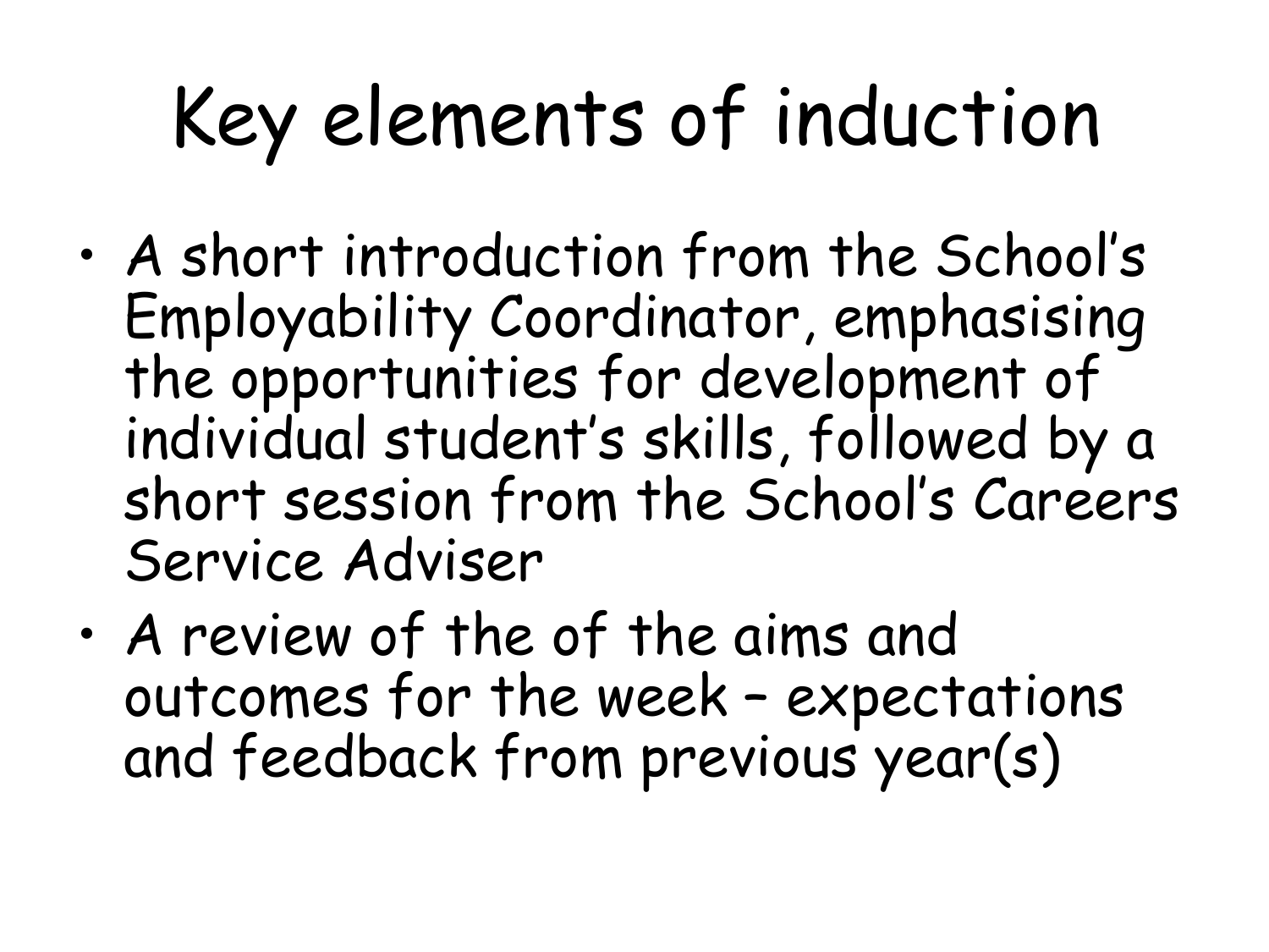# Key elements of induction

- A short introduction from the School's Employability Coordinator, emphasising the opportunities for development of individual student's skills, followed by a short session from the School's Careers Service Adviser
- A review of the of the aims and outcomes for the week – expectations and feedback from previous year(s)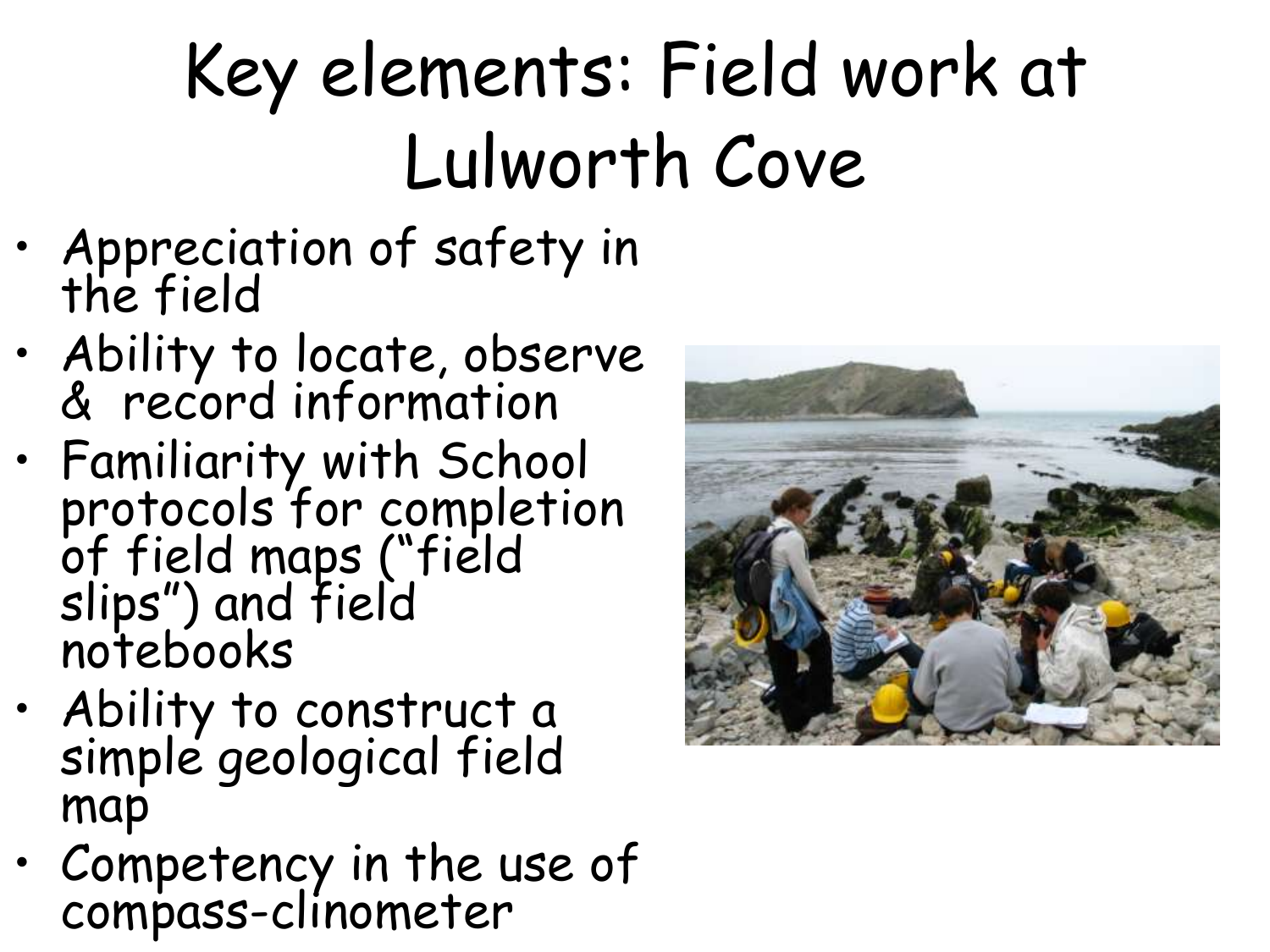# Key elements: Field work at Lulworth Cove

- Appreciation of safety in the field
- Ability to locate, observe & record information
- Familiarity with School protocols for completion of field maps ("field slips") and field notebooks
- Ability to construct a simple geological field map
- Competency in the use of compass-clinometer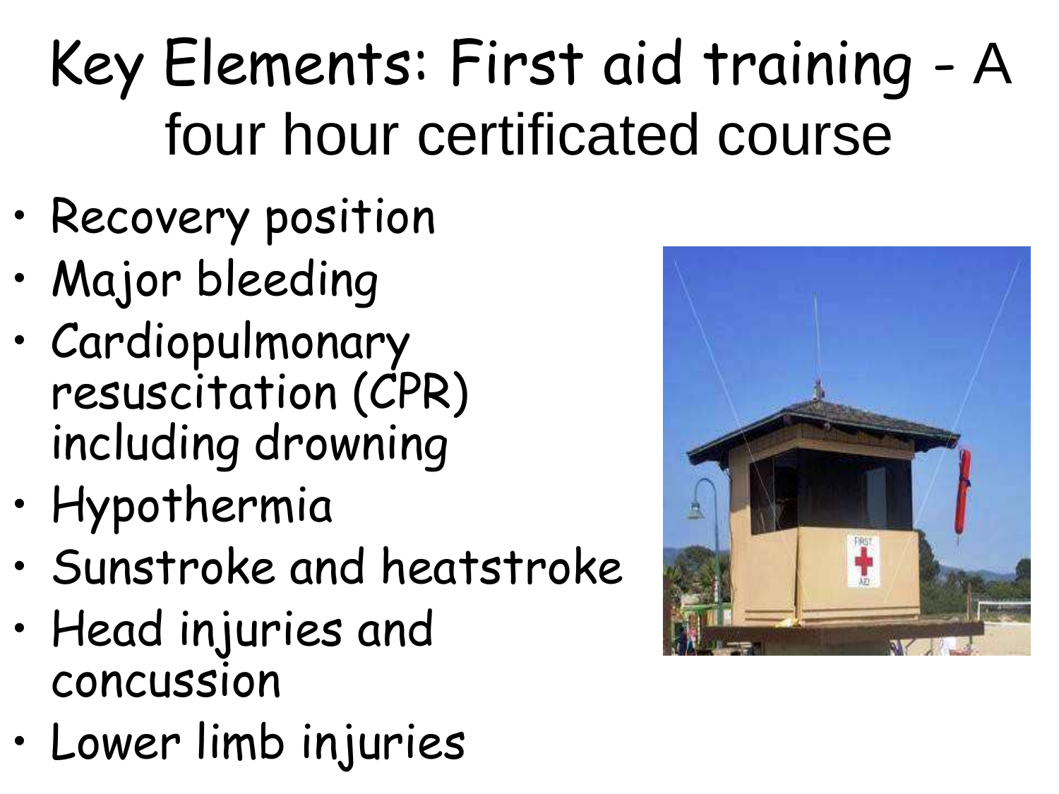# Key Elements: First aid training - A four hour certificated course

- Recovery position
- Major bleeding
- Cardiopulmonary resuscitation (CPR) including drowning
- Hypothermia
- Sunstroke and heatstroke
- Head injuries and concussion
- Lower limb injuries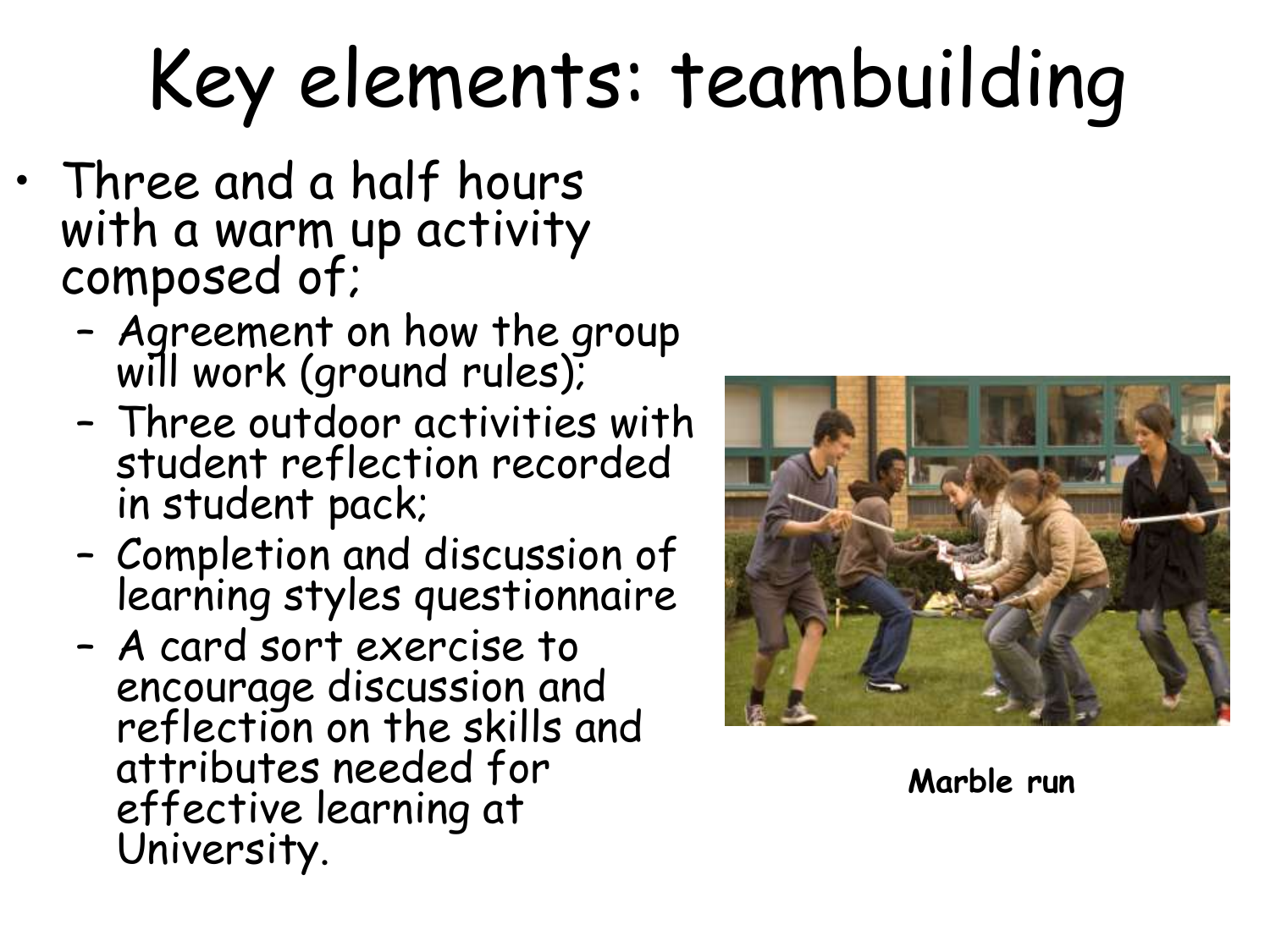# Key elements: teambuilding

- Three and a half hours with a warm up activity composed of;
  - Agreement on how the group will work (ground rules);
  - Three outdoor activities with student reflection recorded in student pack;
  - Completion and discussion of learning styles questionnaire
  - A card sort exercise to encourage discussion and reflection on the skills and attributes needed for effective learning at University.

**Marble run**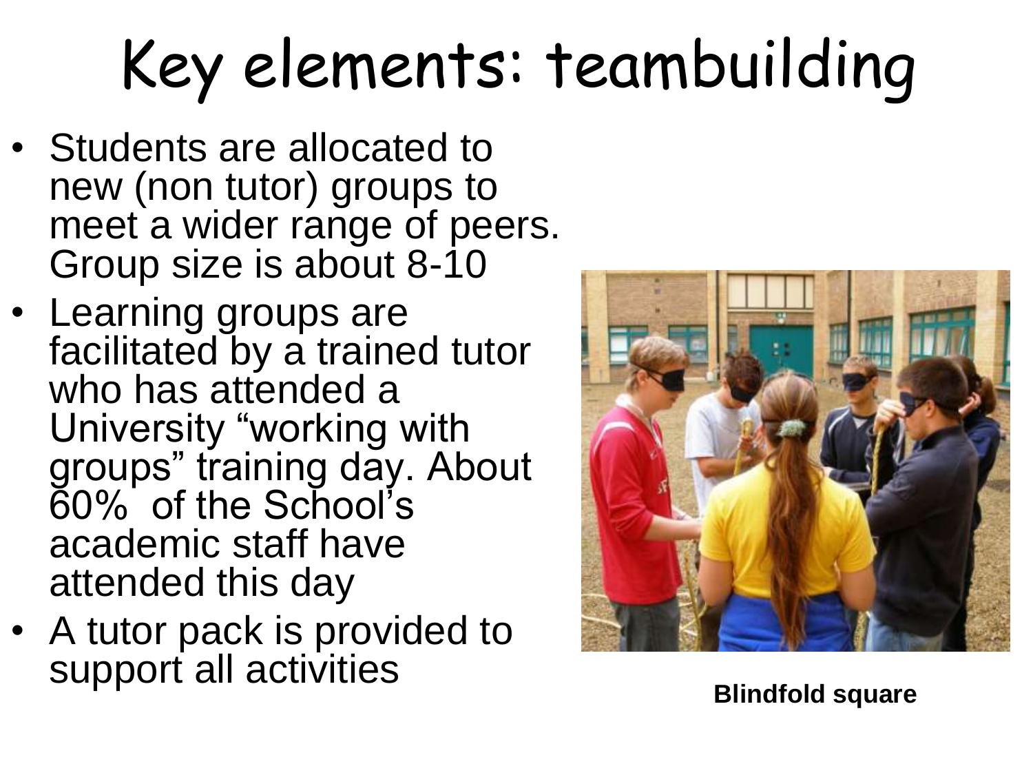# Key elements: teambuilding

- Students are allocated to new (non tutor) groups to meet a wider range of peers. Group size is about 8-10
- Learning groups are facilitated by a trained tutor who has attended a University "working with groups" training day. About 60% of the School's academic staff have attended this day
- A tutor pack is provided to support all activities

**Blindfold square**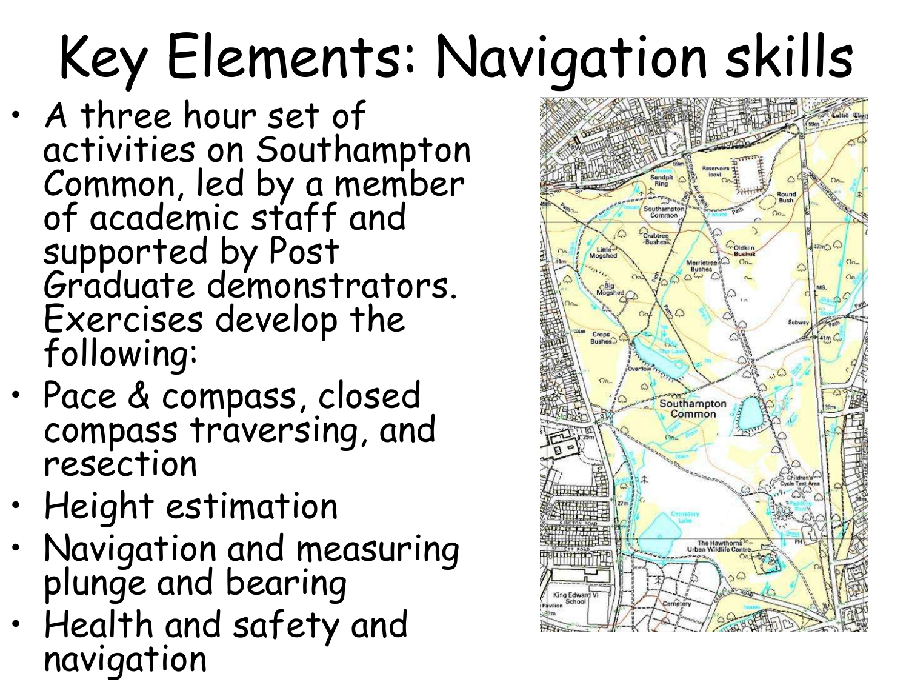# Key Elements: Navigation skills

- A three hour set of activities on Southampton Common, led by a member of academic staff and supported by Post Graduate demonstrators. Exercises develop the following:
- Pace & compass, closed compass traversing, and resection
- Height estimation
- Navigation and measuring plunge and bearing
- Health and safety and navigation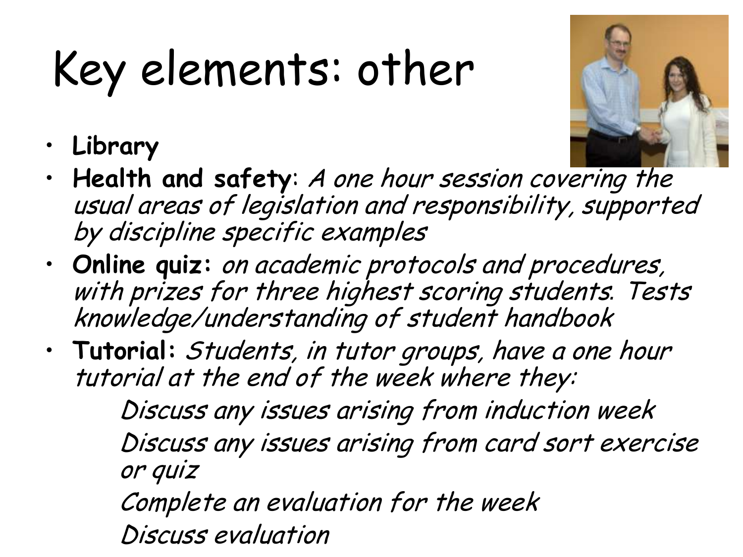# Key elements: other

- **Library**
- **Health and safety**: *A one hour session covering the usual areas of legislation and responsibility, supported by discipline specific examples*
- **Online quiz:** *on academic protocols and procedures, with prizes for three highest scoring students. Tests knowledge/understanding of student handbook*
- **Tutorial:** *Students, in tutor groups, have a one hour tutorial at the end of the week where they:*

  *Discuss any issues arising from induction week*

  *Discuss any issues arising from card sort exercise or quiz*

  *Complete an evaluation for the week*

  *Discuss evaluation*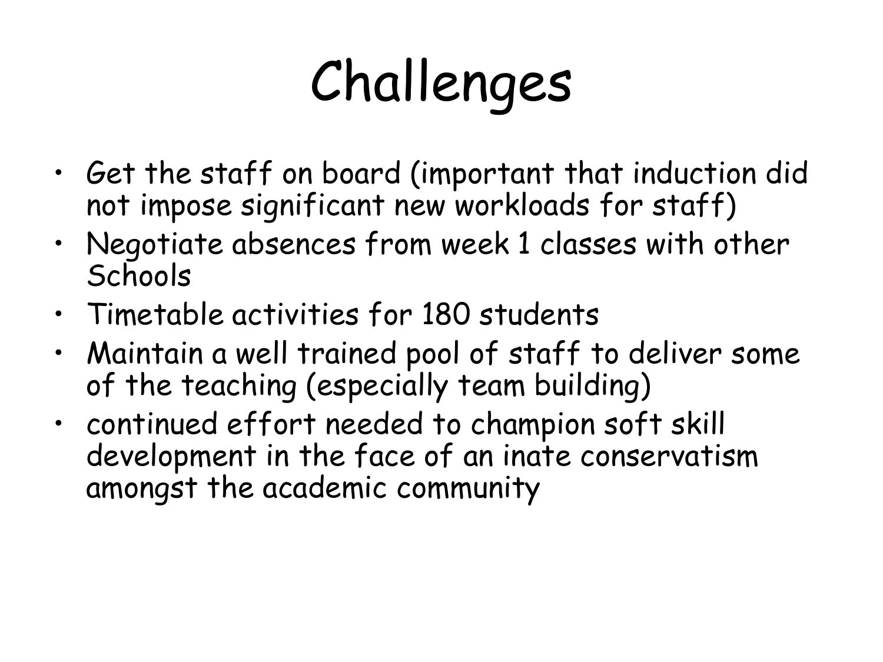# Challenges

- Get the staff on board (important that induction did not impose significant new workloads for staff)
- Negotiate absences from week 1 classes with other Schools
- Timetable activities for 180 students
- Maintain a well trained pool of staff to deliver some of the teaching (especially team building)
- continued effort needed to champion soft skill development in the face of an inate conservatism amongst the academic community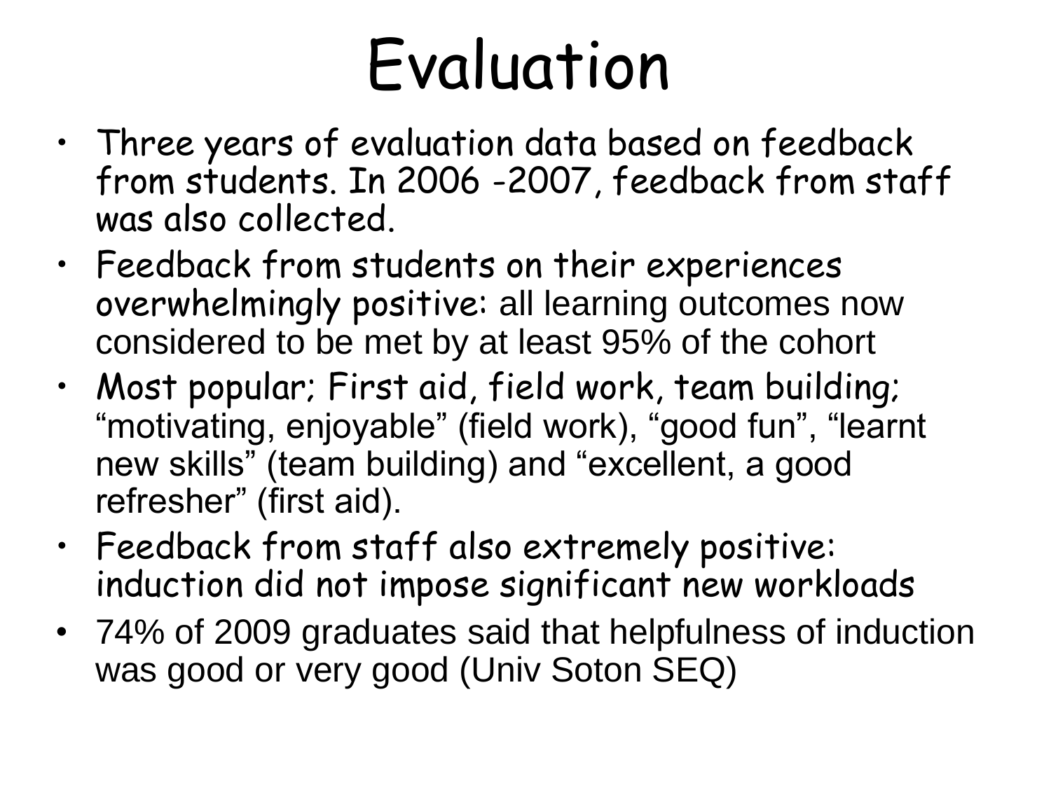# Evaluation

- Three years of evaluation data based on feedback from students. In 2006 -2007, feedback from staff was also collected.
- Feedback from students on their experiences overwhelmingly positive: all learning outcomes now considered to be met by at least 95% of the cohort
- Most popular; First aid, field work, team building; "motivating, enjoyable" (field work), "good fun", "learnt new skills" (team building) and "excellent, a good refresher" (first aid).
- Feedback from staff also extremely positive: induction did not impose significant new workloads
- 74% of 2009 graduates said that helpfulness of induction was good or very good (Univ Soton SEQ)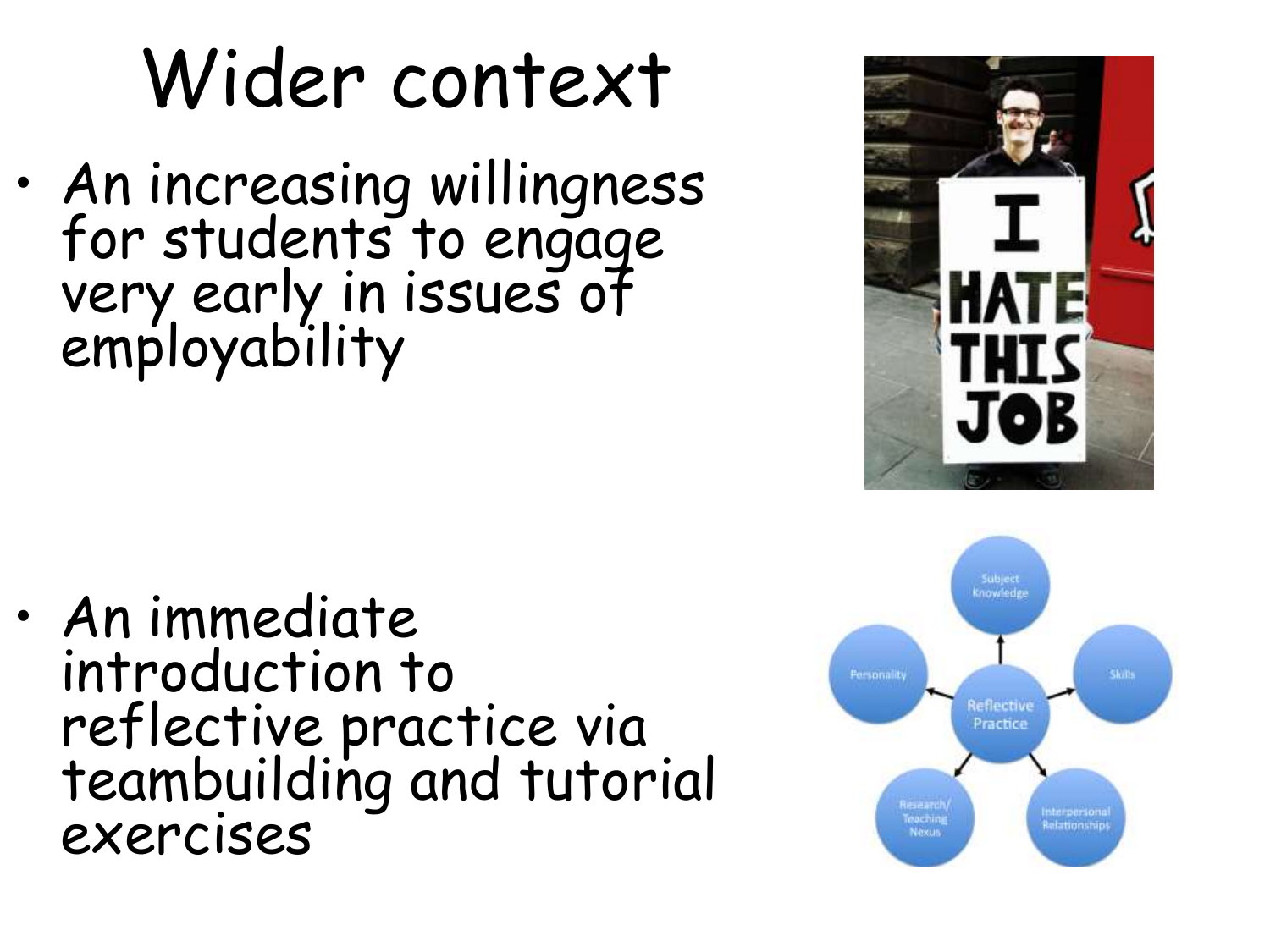# Wider context

- An increasing willingness for students to engage very early in issues of employability

- An immediate introduction to reflective practice via teambuilding and tutorial exercises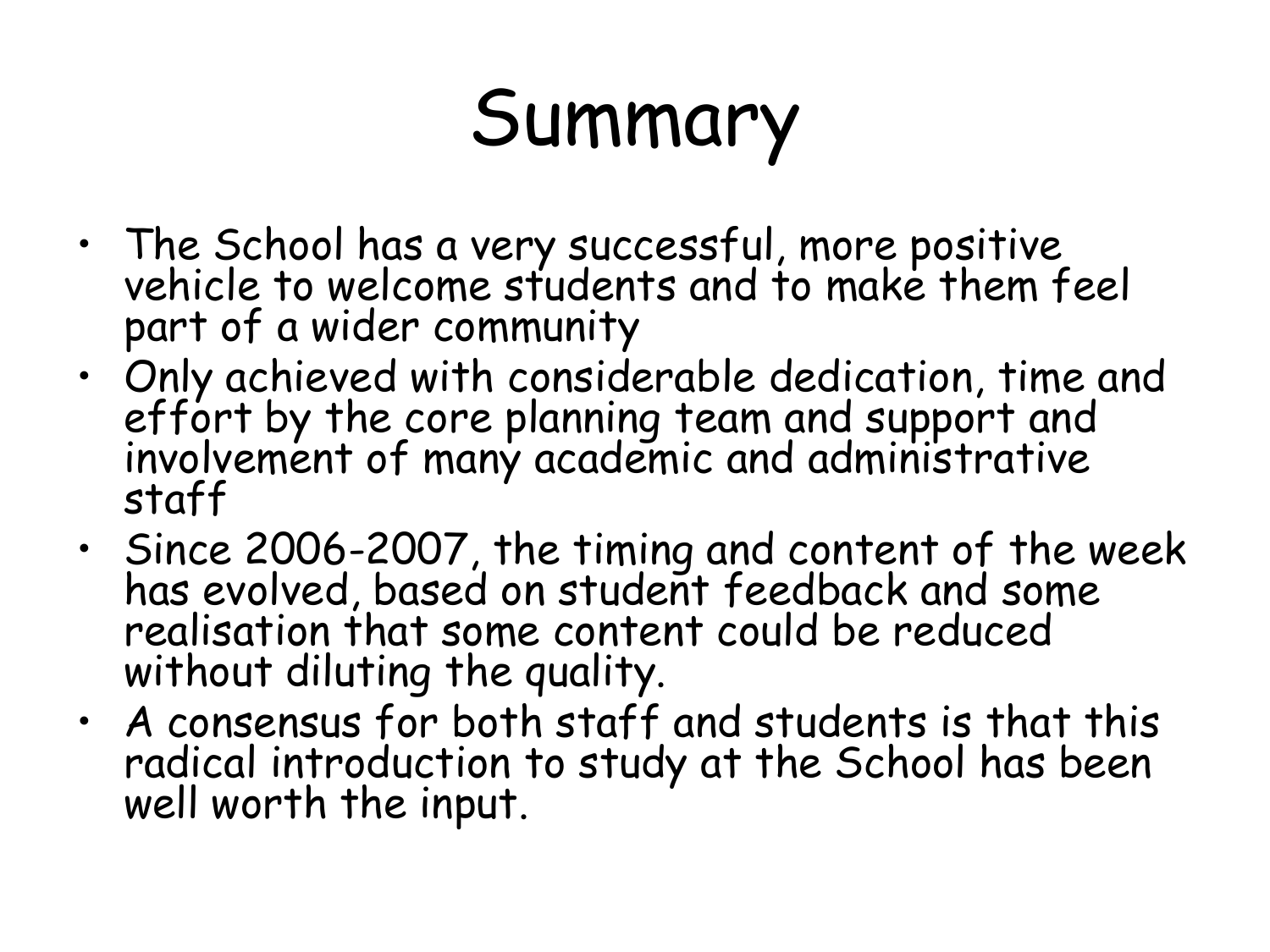# Summary

- The School has a very successful, more positive vehicle to welcome students and to make them feel part of a wider community
- Only achieved with considerable dedication, time and effort by the core planning team and support and involvement of many academic and administrative staff
- Since 2006-2007, the timing and content of the week has evolved, based on student feedback and some realisation that some content could be reduced without diluting the quality.
- A consensus for both staff and students is that this radical introduction to study at the School has been well worth the input.